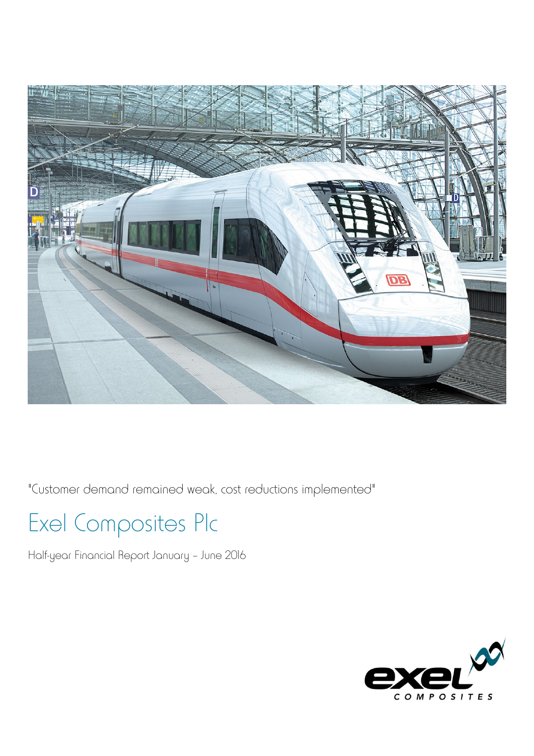"Customer demand remained weak, cost reductions implemented"

# Exel Composites Plc

Half-year Financial Report January – June 2016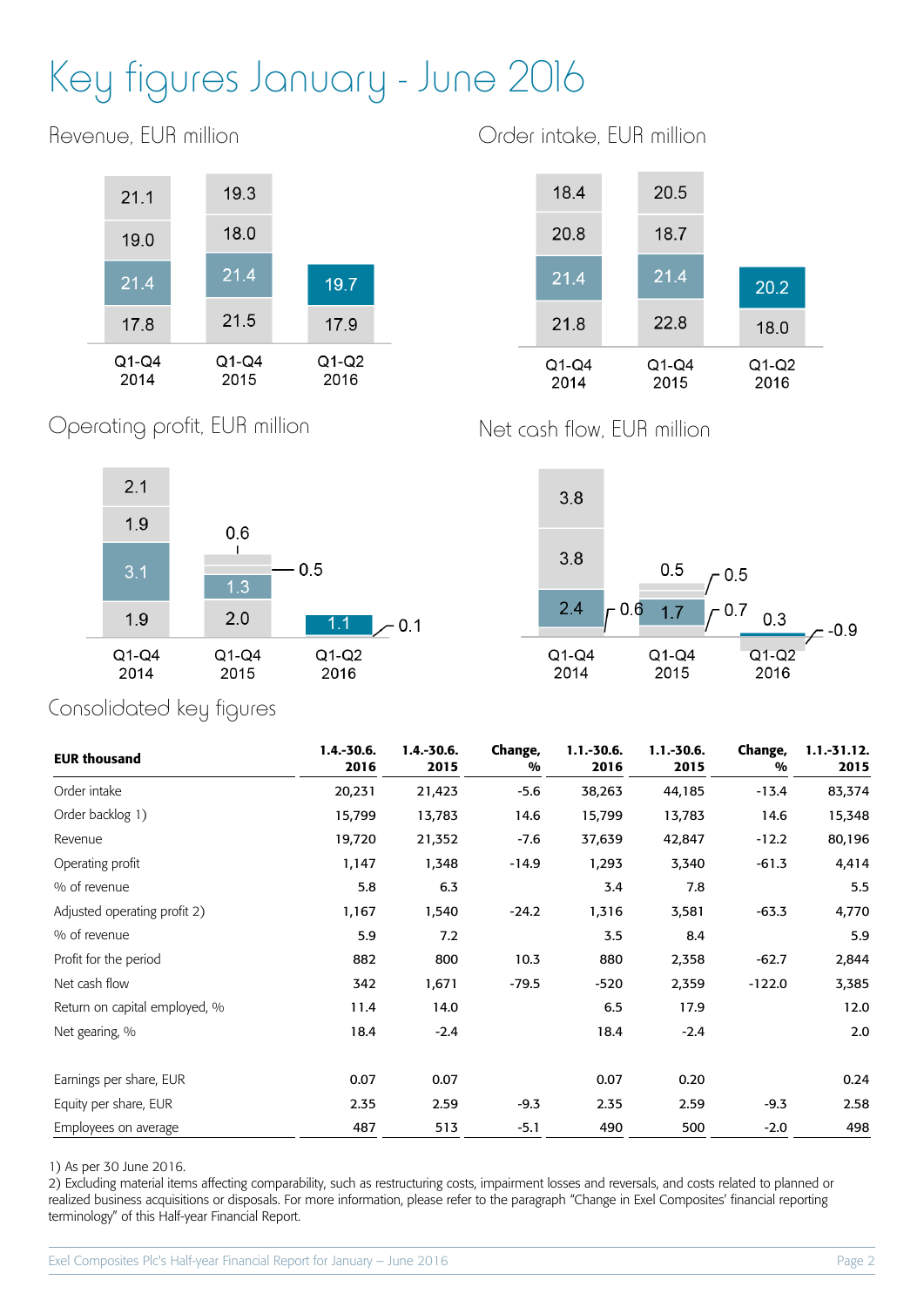# Key figures January - June 2016

## Revenue, EUR million

| | Q1-Q4 2014 | Q1-Q4 2015 | Q1-Q2 2016 |
|---|---|---|---|
| Q4 | 21.1 | 19.3 | |
| Q3 | 19.0 | 18.0 | |
| Q2 | 21.4 | 21.4 | 19.7 |
| Q1 | 17.8 | 21.5 | 17.9 |

## Order intake, EUR million

| | Q1-Q4 2014 | Q1-Q4 2015 | Q1-Q2 2016 |
|---|---|---|---|
| Q4 | 18.4 | 20.5 | |
| Q3 | 20.8 | 18.7 | |
| Q2 | 21.4 | 21.4 | 20.2 |
| Q1 | 21.8 | 22.8 | 18.0 |

## Operating profit, EUR million

| | Q1-Q4 2014 | Q1-Q4 2015 | Q1-Q2 2016 |
|---|---|---|---|
| Q4 | 2.1 | 0.6 | |
| Q3 | 1.9 | 0.5 | |
| Q2 | 3.1 | 1.3 | 1.1 |
| Q1 | 1.9 | 2.0 | 0.1 |

## Net cash flow, EUR million

| | Q1-Q4 2014 | Q1-Q4 2015 | Q1-Q2 2016 |
|---|---|---|---|
| Q4 | 3.8 | 0.5 | |
| Q3 | 3.8 | 0.5 | |
| Q2 | 2.4 | 1.7 | 0.3 |
| Q1 | 0.6 | 0.7 | -0.9 |

## Consolidated key figures

| EUR thousand | 1.4.-30.6. 2016 | 1.4.-30.6. 2015 | Change, % | 1.1.-30.6. 2016 | 1.1.-30.6. 2015 | Change, % | 1.1.-31.12. 2015 |
|---|---|---|---|---|---|---|---|
| Order intake | 20,231 | 21,423 | -5.6 | 38,263 | 44,185 | -13.4 | 83,374 |
| Order backlog 1) | 15,799 | 13,783 | 14.6 | 15,799 | 13,783 | 14.6 | 15,348 |
| Revenue | 19,720 | 21,352 | -7.6 | 37,639 | 42,847 | -12.2 | 80,196 |
| Operating profit | 1,147 | 1,348 | -14.9 | 1,293 | 3,340 | -61.3 | 4,414 |
| % of revenue | 5.8 | 6.3 | | 3.4 | 7.8 | | 5.5 |
| Adjusted operating profit 2) | 1,167 | 1,540 | -24.2 | 1,316 | 3,581 | -63.3 | 4,770 |
| % of revenue | 5.9 | 7.2 | | 3.5 | 8.4 | | 5.9 |
| Profit for the period | 882 | 800 | 10.3 | 880 | 2,358 | -62.7 | 2,844 |
| Net cash flow | 342 | 1,671 | -79.5 | -520 | 2,359 | -122.0 | 3,385 |
| Return on capital employed, % | 11.4 | 14.0 | | 6.5 | 17.9 | | 12.0 |
| Net gearing, % | 18.4 | -2.4 | | 18.4 | -2.4 | | 2.0 |
| | | | | | | | |
| Earnings per share, EUR | 0.07 | 0.07 | | 0.07 | 0.20 | | 0.24 |
| Equity per share, EUR | 2.35 | 2.59 | -9.3 | 2.35 | 2.59 | -9.3 | 2.58 |
| Employees on average | 487 | 513 | -5.1 | 490 | 500 | -2.0 | 498 |

1) As per 30 June 2016.
2) Excluding material items affecting comparability, such as restructuring costs, impairment losses and reversals, and costs related to planned or realized business acquisitions or disposals. For more information, please refer to the paragraph "Change in Exel Composites' financial reporting terminology" of this Half-year Financial Report.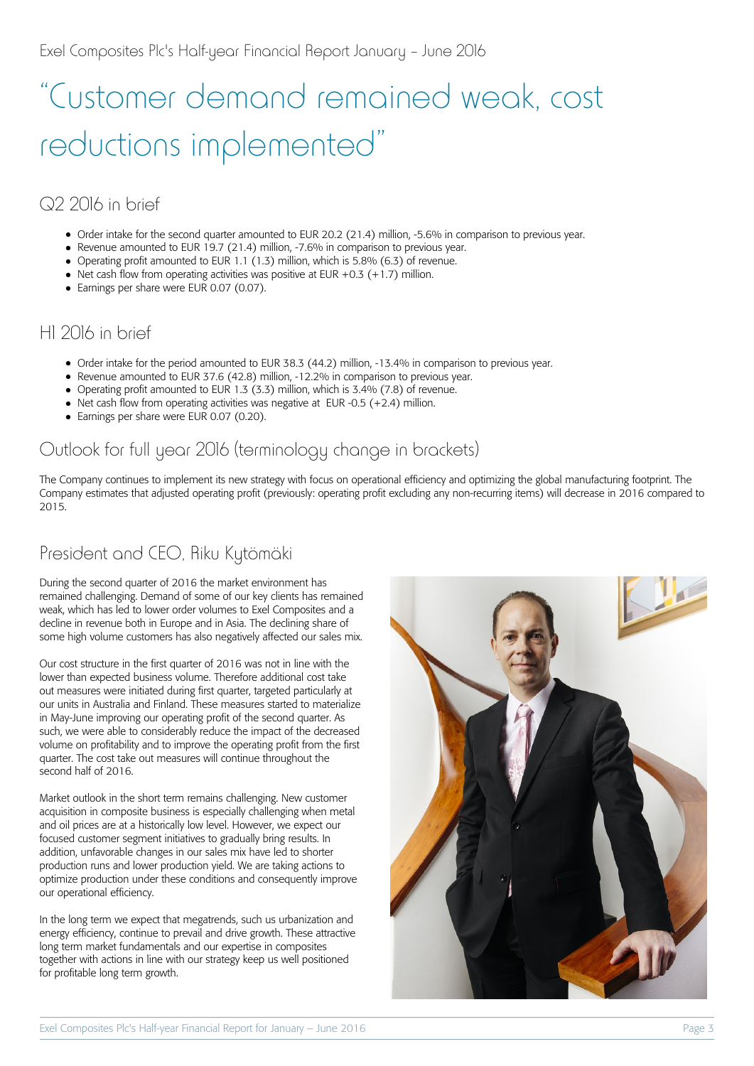Exel Composites Plc's Half-year Financial Report January – June 2016

# "Customer demand remained weak, cost reductions implemented"

## Q2 2016 in brief

- Order intake for the second quarter amounted to EUR 20.2 (21.4) million, -5.6% in comparison to previous year.
- Revenue amounted to EUR 19.7 (21.4) million, -7.6% in comparison to previous year.
- Operating profit amounted to EUR 1.1 (1.3) million, which is 5.8% (6.3) of revenue.
- Net cash flow from operating activities was positive at EUR +0.3 (+1.7) million.
- Earnings per share were EUR 0.07 (0.07).

## H1 2016 in brief

- Order intake for the period amounted to EUR 38.3 (44.2) million, -13.4% in comparison to previous year.
- Revenue amounted to EUR 37.6 (42.8) million, -12.2% in comparison to previous year.
- Operating profit amounted to EUR 1.3 (3.3) million, which is 3.4% (7.8) of revenue.
- Net cash flow from operating activities was negative at EUR -0.5 (+2.4) million.
- Earnings per share were EUR 0.07 (0.20).

## Outlook for full year 2016 (terminology change in brackets)

The Company continues to implement its new strategy with focus on operational efficiency and optimizing the global manufacturing footprint. The Company estimates that adjusted operating profit (previously: operating profit excluding any non-recurring items) will decrease in 2016 compared to 2015.

## President and CEO, Riku Kytömäki

During the second quarter of 2016 the market environment has remained challenging. Demand of some of our key clients has remained weak, which has led to lower order volumes to Exel Composites and a decline in revenue both in Europe and in Asia. The declining share of some high volume customers has also negatively affected our sales mix.

Our cost structure in the first quarter of 2016 was not in line with the lower than expected business volume. Therefore additional cost take out measures were initiated during first quarter, targeted particularly at our units in Australia and Finland. These measures started to materialize in May-June improving our operating profit of the second quarter. As such, we were able to considerably reduce the impact of the decreased volume on profitability and to improve the operating profit from the first quarter. The cost take out measures will continue throughout the second half of 2016.

Market outlook in the short term remains challenging. New customer acquisition in composite business is especially challenging when metal and oil prices are at a historically low level. However, we expect our focused customer segment initiatives to gradually bring results. In addition, unfavorable changes in our sales mix have led to shorter production runs and lower production yield. We are taking actions to optimize production under these conditions and consequently improve our operational efficiency.

In the long term we expect that megatrends, such us urbanization and energy efficiency, continue to prevail and drive growth. These attractive long term market fundamentals and our expertise in composites together with actions in line with our strategy keep us well positioned for profitable long term growth.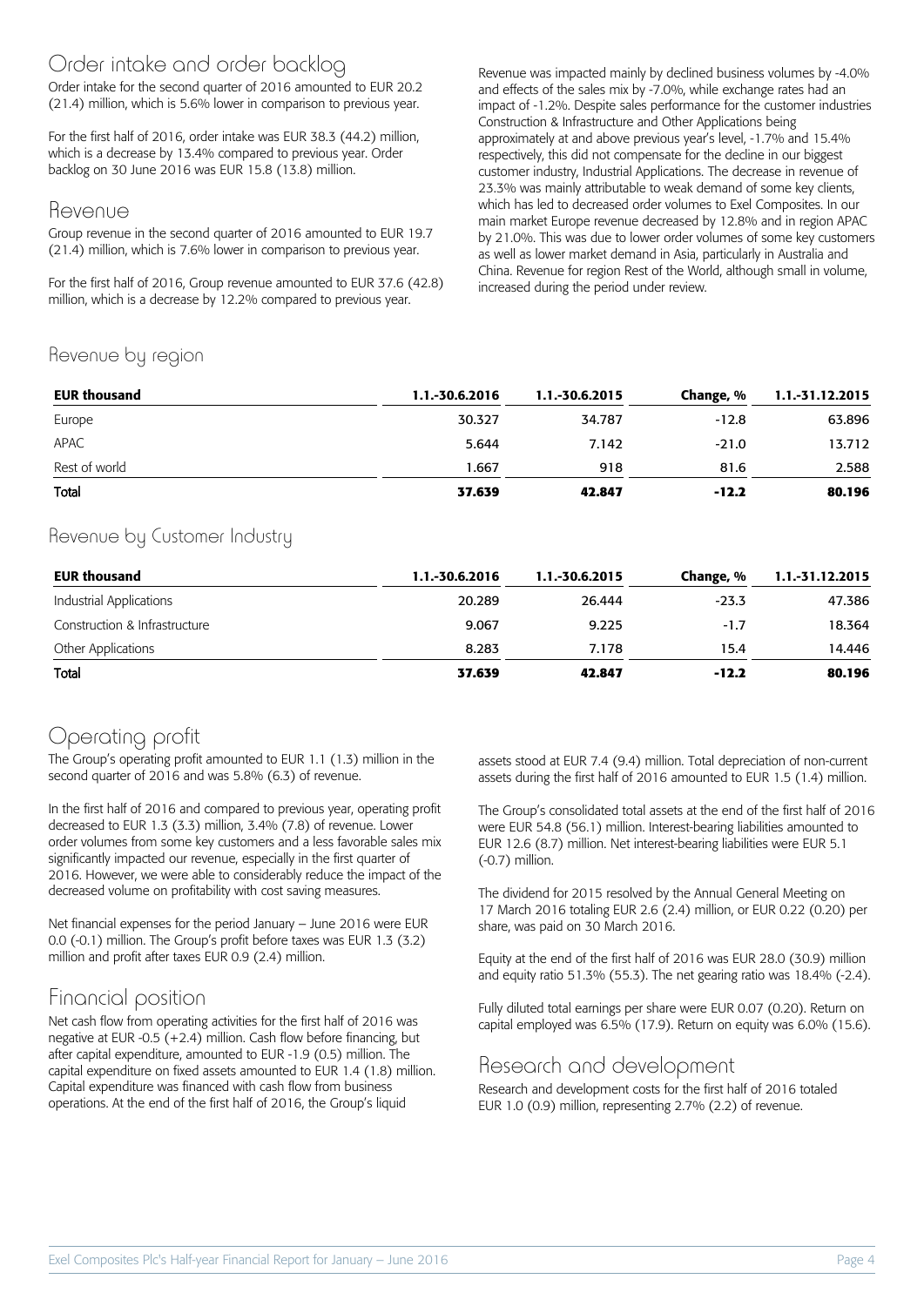## Order intake and order backlog

Order intake for the second quarter of 2016 amounted to EUR 20.2 (21.4) million, which is 5.6% lower in comparison to previous year.

For the first half of 2016, order intake was EUR 38.3 (44.2) million, which is a decrease by 13.4% compared to previous year. Order backlog on 30 June 2016 was EUR 15.8 (13.8) million.

## Revenue

Group revenue in the second quarter of 2016 amounted to EUR 19.7 (21.4) million, which is 7.6% lower in comparison to previous year.

For the first half of 2016, Group revenue amounted to EUR 37.6 (42.8) million, which is a decrease by 12.2% compared to previous year.

Revenue was impacted mainly by declined business volumes by -4.0% and effects of the sales mix by -7.0%, while exchange rates had an impact of -1.2%. Despite sales performance for the customer industries Construction & Infrastructure and Other Applications being approximately at and above previous year's level, -1.7% and 15.4% respectively, this did not compensate for the decline in our biggest customer industry, Industrial Applications. The decrease in revenue of 23.3% was mainly attributable to weak demand of some key clients, which has led to decreased order volumes to Exel Composites. In our main market Europe revenue decreased by 12.8% and in region APAC by 21.0%. This was due to lower order volumes of some key customers as well as lower market demand in Asia, particularly in Australia and China. Revenue for region Rest of the World, although small in volume, increased during the period under review.

### Revenue by region

| EUR thousand | 1.1.-30.6.2016 | 1.1.-30.6.2015 | Change, % | 1.1.-31.12.2015 |
|---|---|---|---|---|
| Europe | 30.327 | 34.787 | -12.8 | 63.896 |
| APAC | 5.644 | 7.142 | -21.0 | 13.712 |
| Rest of world | 1.667 | 918 | 81.6 | 2.588 |
| **Total** | **37.639** | **42.847** | **-12.2** | **80.196** |

### Revenue by Customer Industry

| EUR thousand | 1.1.-30.6.2016 | 1.1.-30.6.2015 | Change, % | 1.1.-31.12.2015 |
|---|---|---|---|---|
| Industrial Applications | 20.289 | 26.444 | -23.3 | 47.386 |
| Construction & Infrastructure | 9.067 | 9.225 | -1.7 | 18.364 |
| Other Applications | 8.283 | 7.178 | 15.4 | 14.446 |
| **Total** | **37.639** | **42.847** | **-12.2** | **80.196** |

## Operating profit

The Group's operating profit amounted to EUR 1.1 (1.3) million in the second quarter of 2016 and was 5.8% (6.3) of revenue.

In the first half of 2016 and compared to previous year, operating profit decreased to EUR 1.3 (3.3) million, 3.4% (7.8) of revenue. Lower order volumes from some key customers and a less favorable sales mix significantly impacted our revenue, especially in the first quarter of 2016. However, we were able to considerably reduce the impact of the decreased volume on profitability with cost saving measures.

Net financial expenses for the period January – June 2016 were EUR 0.0 (-0.1) million. The Group's profit before taxes was EUR 1.3 (3.2) million and profit after taxes EUR 0.9 (2.4) million.

## Financial position

Net cash flow from operating activities for the first half of 2016 was negative at EUR -0.5 (+2.4) million. Cash flow before financing, but after capital expenditure, amounted to EUR -1.9 (0.5) million. The capital expenditure on fixed assets amounted to EUR 1.4 (1.8) million. Capital expenditure was financed with cash flow from business operations. At the end of the first half of 2016, the Group's liquid assets stood at EUR 7.4 (9.4) million. Total depreciation of non-current assets during the first half of 2016 amounted to EUR 1.5 (1.4) million.

The Group's consolidated total assets at the end of the first half of 2016 were EUR 54.8 (56.1) million. Interest-bearing liabilities amounted to EUR 12.6 (8.7) million. Net interest-bearing liabilities were EUR 5.1 (-0.7) million.

The dividend for 2015 resolved by the Annual General Meeting on 17 March 2016 totaling EUR 2.6 (2.4) million, or EUR 0.22 (0.20) per share, was paid on 30 March 2016.

Equity at the end of the first half of 2016 was EUR 28.0 (30.9) million and equity ratio 51.3% (55.3). The net gearing ratio was 18.4% (-2.4).

Fully diluted total earnings per share were EUR 0.07 (0.20). Return on capital employed was 6.5% (17.9). Return on equity was 6.0% (15.6).

## Research and development

Research and development costs for the first half of 2016 totaled EUR 1.0 (0.9) million, representing 2.7% (2.2) of revenue.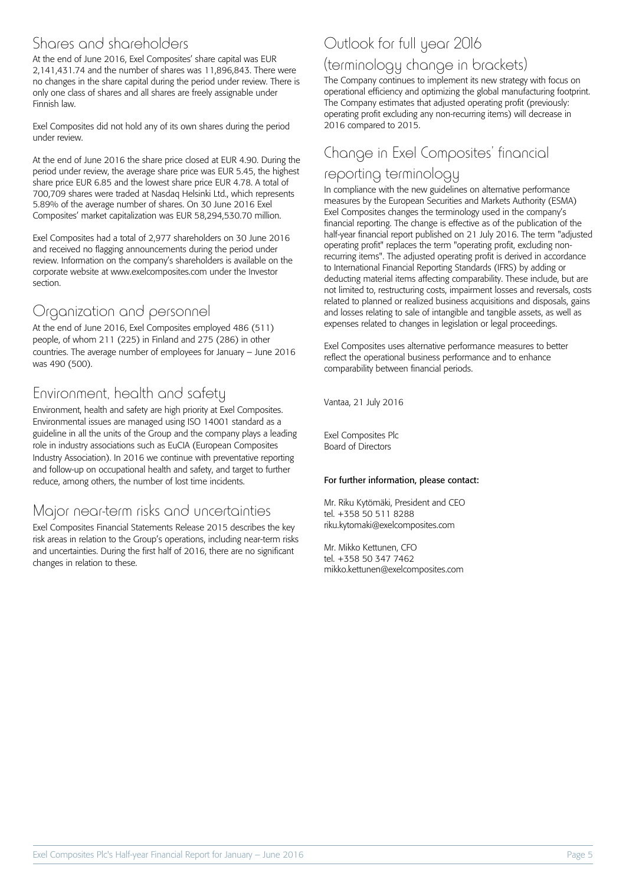## Shares and shareholders

At the end of June 2016, Exel Composites' share capital was EUR 2,141,431.74 and the number of shares was 11,896,843. There were no changes in the share capital during the period under review. There is only one class of shares and all shares are freely assignable under Finnish law.

Exel Composites did not hold any of its own shares during the period under review.

At the end of June 2016 the share price closed at EUR 4.90. During the period under review, the average share price was EUR 5.45, the highest share price EUR 6.85 and the lowest share price EUR 4.78. A total of 700,709 shares were traded at Nasdaq Helsinki Ltd., which represents 5.89% of the average number of shares. On 30 June 2016 Exel Composites' market capitalization was EUR 58,294,530.70 million.

Exel Composites had a total of 2,977 shareholders on 30 June 2016 and received no flagging announcements during the period under review. Information on the company's shareholders is available on the corporate website at www.exelcomposites.com under the Investor section.

## Organization and personnel

At the end of June 2016, Exel Composites employed 486 (511) people, of whom 211 (225) in Finland and 275 (286) in other countries. The average number of employees for January – June 2016 was 490 (500).

## Environment, health and safety

Environment, health and safety are high priority at Exel Composites. Environmental issues are managed using ISO 14001 standard as a guideline in all the units of the Group and the company plays a leading role in industry associations such as EuCIA (European Composites Industry Association). In 2016 we continue with preventative reporting and follow-up on occupational health and safety, and target to further reduce, among others, the number of lost time incidents.

## Major near-term risks and uncertainties

Exel Composites Financial Statements Release 2015 describes the key risk areas in relation to the Group's operations, including near-term risks and uncertainties. During the first half of 2016, there are no significant changes in relation to these.

## Outlook for full year 2016 (terminology change in brackets)

The Company continues to implement its new strategy with focus on operational efficiency and optimizing the global manufacturing footprint. The Company estimates that adjusted operating profit (previously: operating profit excluding any non-recurring items) will decrease in 2016 compared to 2015.

## Change in Exel Composites' financial reporting terminology

In compliance with the new guidelines on alternative performance measures by the European Securities and Markets Authority (ESMA) Exel Composites changes the terminology used in the company's financial reporting. The change is effective as of the publication of the half-year financial report published on 21 July 2016. The term "adjusted operating profit" replaces the term "operating profit, excluding non-recurring items". The adjusted operating profit is derived in accordance to International Financial Reporting Standards (IFRS) by adding or deducting material items affecting comparability. These include, but are not limited to, restructuring costs, impairment losses and reversals, costs related to planned or realized business acquisitions and disposals, gains and losses relating to sale of intangible and tangible assets, as well as expenses related to changes in legislation or legal proceedings.

Exel Composites uses alternative performance measures to better reflect the operational business performance and to enhance comparability between financial periods.

Vantaa, 21 July 2016

Exel Composites Plc
Board of Directors

**For further information, please contact:**

Mr. Riku Kytömäki, President and CEO
tel. +358 50 511 8288
riku.kytomaki@exelcomposites.com

Mr. Mikko Kettunen, CFO
tel. +358 50 347 7462
mikko.kettunen@exelcomposites.com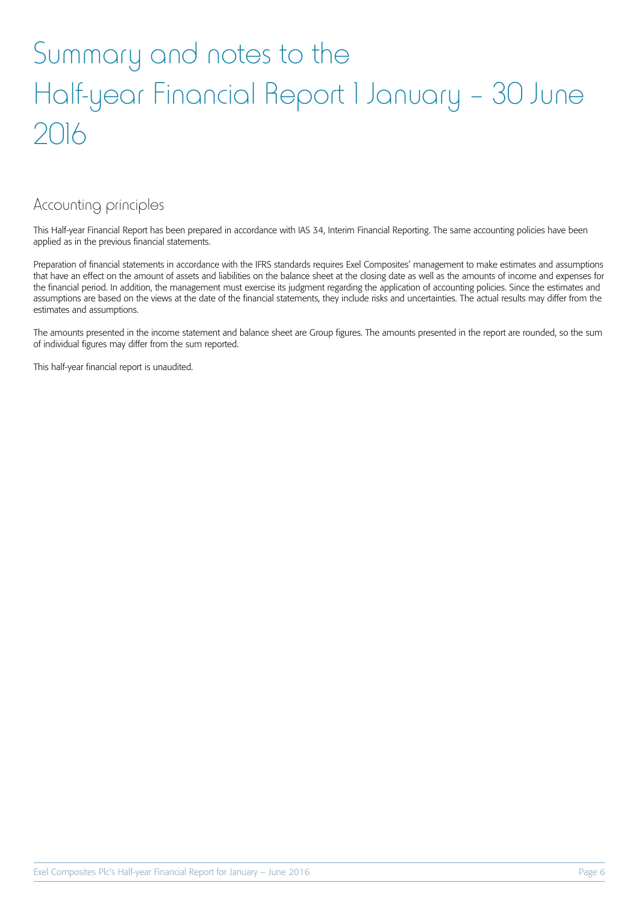# Summary and notes to the Half-year Financial Report 1 January – 30 June 2016

## Accounting principles

This Half-year Financial Report has been prepared in accordance with IAS 34, Interim Financial Reporting. The same accounting policies have been applied as in the previous financial statements.

Preparation of financial statements in accordance with the IFRS standards requires Exel Composites' management to make estimates and assumptions that have an effect on the amount of assets and liabilities on the balance sheet at the closing date as well as the amounts of income and expenses for the financial period. In addition, the management must exercise its judgment regarding the application of accounting policies. Since the estimates and assumptions are based on the views at the date of the financial statements, they include risks and uncertainties. The actual results may differ from the estimates and assumptions.

The amounts presented in the income statement and balance sheet are Group figures. The amounts presented in the report are rounded, so the sum of individual figures may differ from the sum reported.

This half-year financial report is unaudited.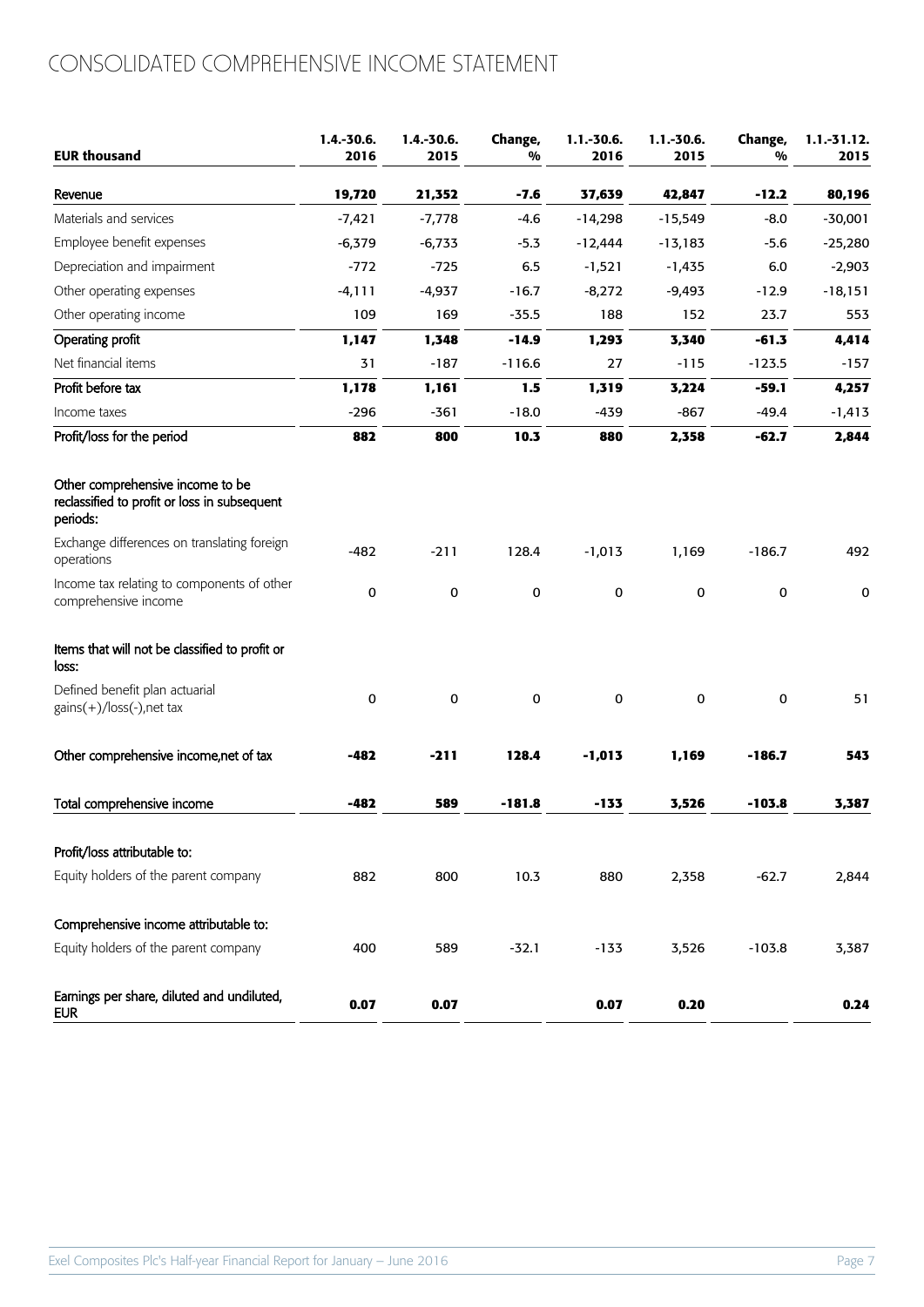# CONSOLIDATED COMPREHENSIVE INCOME STATEMENT

| EUR thousand | 1.4.-30.6. 2016 | 1.4.-30.6. 2015 | Change, % | 1.1.-30.6. 2016 | 1.1.-30.6. 2015 | Change, % | 1.1.-31.12. 2015 |
|---|---|---|---|---|---|---|---|
| Revenue | **19,720** | **21,352** | **-7.6** | **37,639** | **42,847** | **-12.2** | **80,196** |
| Materials and services | -7,421 | -7,778 | -4.6 | -14,298 | -15,549 | -8.0 | -30,001 |
| Employee benefit expenses | -6,379 | -6,733 | -5.3 | -12,444 | -13,183 | -5.6 | -25,280 |
| Depreciation and impairment | -772 | -725 | 6.5 | -1,521 | -1,435 | 6.0 | -2,903 |
| Other operating expenses | -4,111 | -4,937 | -16.7 | -8,272 | -9,493 | -12.9 | -18,151 |
| Other operating income | 109 | 169 | -35.5 | 188 | 152 | 23.7 | 553 |
| Operating profit | **1,147** | **1,348** | **-14.9** | **1,293** | **3,340** | **-61.3** | **4,414** |
| Net financial items | 31 | -187 | -116.6 | 27 | -115 | -123.5 | -157 |
| Profit before tax | **1,178** | **1,161** | **1.5** | **1,319** | **3,224** | **-59.1** | **4,257** |
| Income taxes | -296 | -361 | -18.0 | -439 | -867 | -49.4 | -1,413 |
| Profit/loss for the period | **882** | **800** | **10.3** | **880** | **2,358** | **-62.7** | **2,844** |
| | | | | | | | |
| Other comprehensive income to be reclassified to profit or loss in subsequent periods: | | | | | | | |
| Exchange differences on translating foreign operations | -482 | -211 | 128.4 | -1,013 | 1,169 | -186.7 | 492 |
| Income tax relating to components of other comprehensive income | 0 | 0 | 0 | 0 | 0 | 0 | 0 |
| | | | | | | | |
| Items that will not be classified to profit or loss: | | | | | | | |
| Defined benefit plan actuarial gains(+)/loss(-),net tax | 0 | 0 | 0 | 0 | 0 | 0 | 51 |
| | | | | | | | |
| Other comprehensive income,net of tax | **-482** | **-211** | **128.4** | **-1,013** | **1,169** | **-186.7** | **543** |
| | | | | | | | |
| Total comprehensive income | **-482** | **589** | **-181.8** | **-133** | **3,526** | **-103.8** | **3,387** |
| | | | | | | | |
| Profit/loss attributable to: | | | | | | | |
| Equity holders of the parent company | 882 | 800 | 10.3 | 880 | 2,358 | -62.7 | 2,844 |
| | | | | | | | |
| Comprehensive income attributable to: | | | | | | | |
| Equity holders of the parent company | 400 | 589 | -32.1 | -133 | 3,526 | -103.8 | 3,387 |
| | | | | | | | |
| Earnings per share, diluted and undiluted, EUR | **0.07** | **0.07** | | **0.07** | **0.20** | | **0.24** |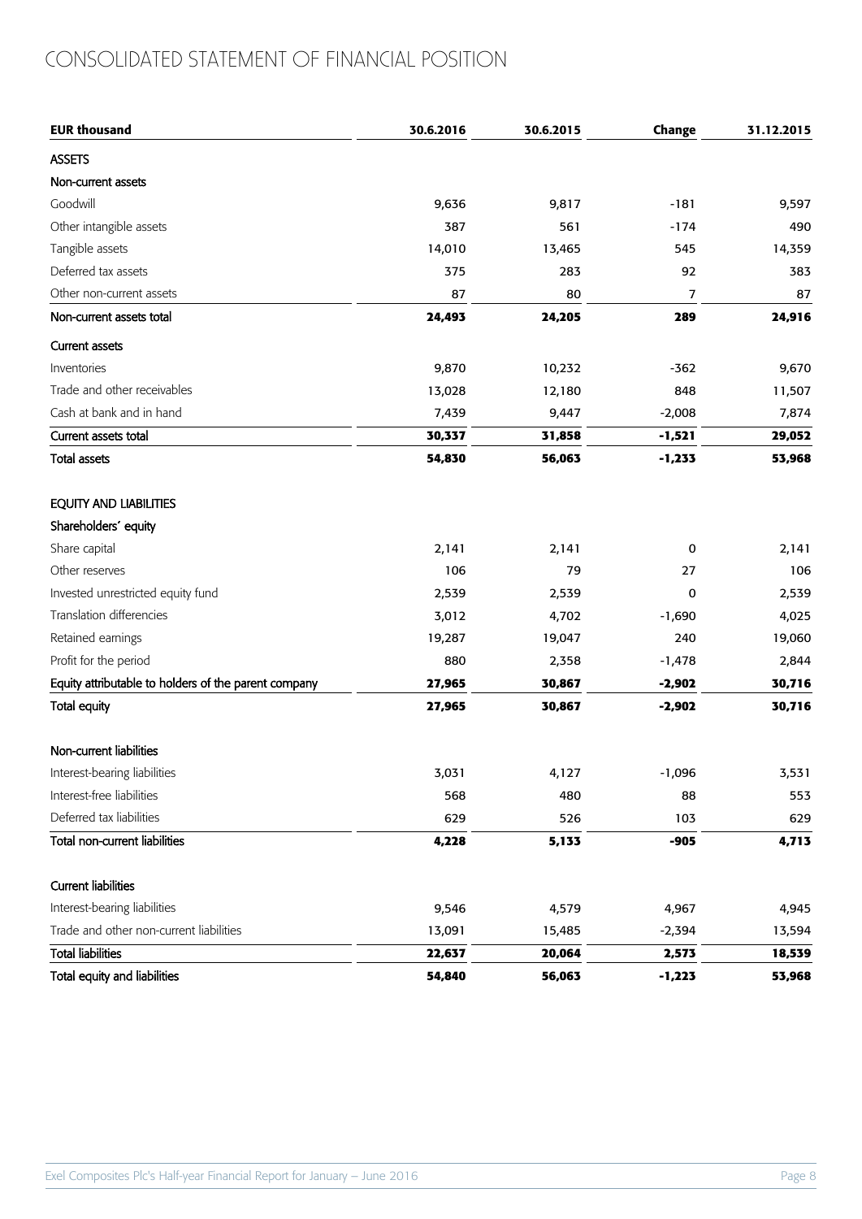# CONSOLIDATED STATEMENT OF FINANCIAL POSITION

| EUR thousand | 30.6.2016 | 30.6.2015 | Change | 31.12.2015 |
|---|---|---|---|---|
| ASSETS | | | | |
| Non-current assets | | | | |
| Goodwill | 9,636 | 9,817 | -181 | 9,597 |
| Other intangible assets | 387 | 561 | -174 | 490 |
| Tangible assets | 14,010 | 13,465 | 545 | 14,359 |
| Deferred tax assets | 375 | 283 | 92 | 383 |
| Other non-current assets | 87 | 80 | 7 | 87 |
| Non-current assets total | **24,493** | **24,205** | **289** | **24,916** |
| Current assets | | | | |
| Inventories | 9,870 | 10,232 | -362 | 9,670 |
| Trade and other receivables | 13,028 | 12,180 | 848 | 11,507 |
| Cash at bank and in hand | 7,439 | 9,447 | -2,008 | 7,874 |
| Current assets total | **30,337** | **31,858** | **-1,521** | **29,052** |
| Total assets | **54,830** | **56,063** | **-1,233** | **53,968** |
| | | | | |
| EQUITY AND LIABILITIES | | | | |
| Shareholders´ equity | | | | |
| Share capital | 2,141 | 2,141 | 0 | 2,141 |
| Other reserves | 106 | 79 | 27 | 106 |
| Invested unrestricted equity fund | 2,539 | 2,539 | 0 | 2,539 |
| Translation differencies | 3,012 | 4,702 | -1,690 | 4,025 |
| Retained earnings | 19,287 | 19,047 | 240 | 19,060 |
| Profit for the period | 880 | 2,358 | -1,478 | 2,844 |
| Equity attributable to holders of the parent company | **27,965** | **30,867** | **-2,902** | **30,716** |
| Total equity | **27,965** | **30,867** | **-2,902** | **30,716** |
| | | | | |
| Non-current liabilities | | | | |
| Interest-bearing liabilities | 3,031 | 4,127 | -1,096 | 3,531 |
| Interest-free liabilities | 568 | 480 | 88 | 553 |
| Deferred tax liabilities | 629 | 526 | 103 | 629 |
| Total non-current liabilities | **4,228** | **5,133** | **-905** | **4,713** |
| | | | | |
| Current liabilities | | | | |
| Interest-bearing liabilities | 9,546 | 4,579 | 4,967 | 4,945 |
| Trade and other non-current liabilities | 13,091 | 15,485 | -2,394 | 13,594 |
| Total liabilities | **22,637** | **20,064** | **2,573** | **18,539** |
| Total equity and liabilities | **54,840** | **56,063** | **-1,223** | **53,968** |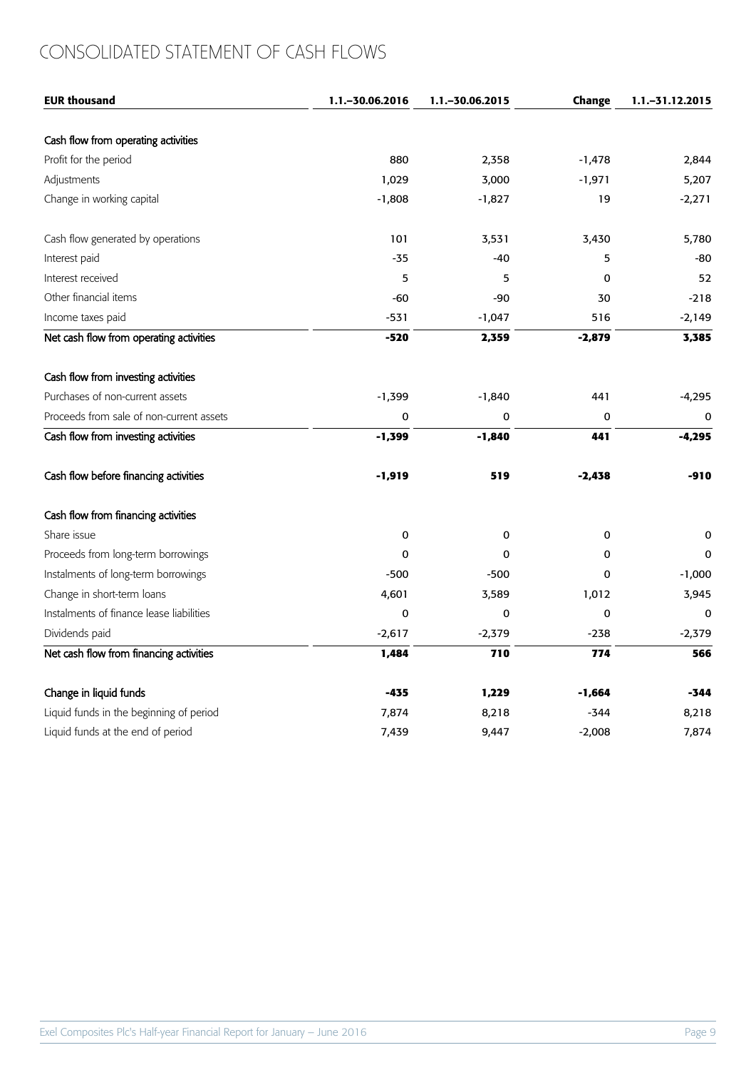# CONSOLIDATED STATEMENT OF CASH FLOWS

| EUR thousand | 1.1.–30.06.2016 | 1.1.–30.06.2015 | Change | 1.1.–31.12.2015 |
|---|---|---|---|---|
| Cash flow from operating activities | | | | |
| Profit for the period | 880 | 2,358 | -1,478 | 2,844 |
| Adjustments | 1,029 | 3,000 | -1,971 | 5,207 |
| Change in working capital | -1,808 | -1,827 | 19 | -2,271 |
| Cash flow generated by operations | 101 | 3,531 | 3,430 | 5,780 |
| Interest paid | -35 | -40 | 5 | -80 |
| Interest received | 5 | 5 | 0 | 52 |
| Other financial items | -60 | -90 | 30 | -218 |
| Income taxes paid | -531 | -1,047 | 516 | -2,149 |
| **Net cash flow from operating activities** | **-520** | **2,359** | **-2,879** | **3,385** |
| Cash flow from investing activities | | | | |
| Purchases of non-current assets | -1,399 | -1,840 | 441 | -4,295 |
| Proceeds from sale of non-current assets | 0 | 0 | 0 | 0 |
| **Cash flow from investing activities** | **-1,399** | **-1,840** | **441** | **-4,295** |
| **Cash flow before financing activities** | **-1,919** | **519** | **-2,438** | **-910** |
| Cash flow from financing activities | | | | |
| Share issue | 0 | 0 | 0 | 0 |
| Proceeds from long-term borrowings | 0 | 0 | 0 | 0 |
| Instalments of long-term borrowings | -500 | -500 | 0 | -1,000 |
| Change in short-term loans | 4,601 | 3,589 | 1,012 | 3,945 |
| Instalments of finance lease liabilities | 0 | 0 | 0 | 0 |
| Dividends paid | -2,617 | -2,379 | -238 | -2,379 |
| **Net cash flow from financing activities** | **1,484** | **710** | **774** | **566** |
| **Change in liquid funds** | **-435** | **1,229** | **-1,664** | **-344** |
| Liquid funds in the beginning of period | 7,874 | 8,218 | -344 | 8,218 |
| Liquid funds at the end of period | 7,439 | 9,447 | -2,008 | 7,874 |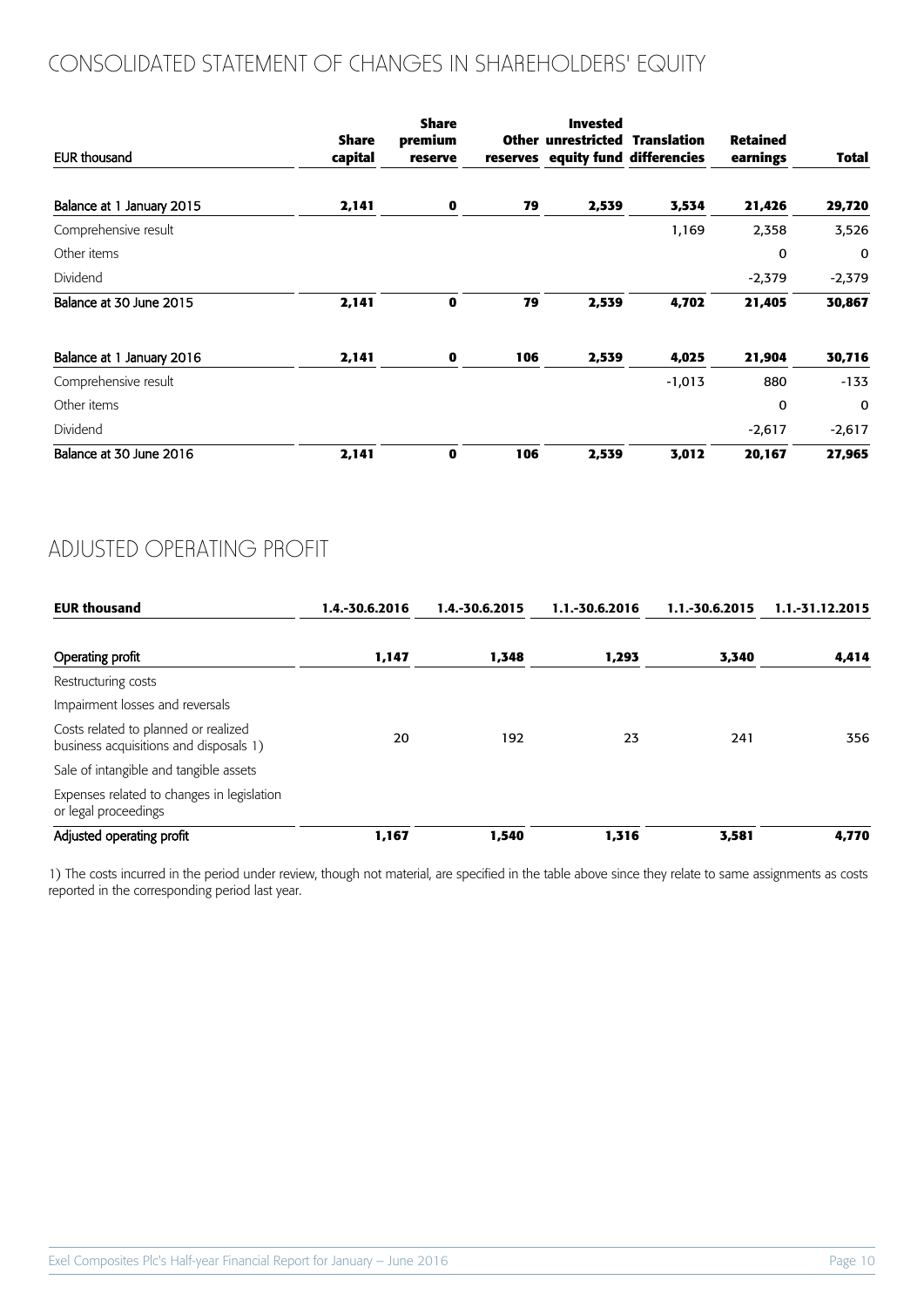# CONSOLIDATED STATEMENT OF CHANGES IN SHAREHOLDERS' EQUITY

| EUR thousand | Share capital | Share premium reserve | Other reserves | Invested unrestricted equity fund | Translation differencies | Retained earnings | Total |
|---|---|---|---|---|---|---|---|
| Balance at 1 January 2015 | **2,141** | **0** | **79** | **2,539** | **3,534** | **21,426** | **29,720** |
| Comprehensive result | | | | | 1,169 | 2,358 | 3,526 |
| Other items | | | | | | 0 | 0 |
| Dividend | | | | | | -2,379 | -2,379 |
| Balance at 30 June 2015 | **2,141** | **0** | **79** | **2,539** | **4,702** | **21,405** | **30,867** |
| | | | | | | | |
| Balance at 1 January 2016 | **2,141** | **0** | **106** | **2,539** | **4,025** | **21,904** | **30,716** |
| Comprehensive result | | | | | -1,013 | 880 | -133 |
| Other items | | | | | | 0 | 0 |
| Dividend | | | | | | -2,617 | -2,617 |
| Balance at 30 June 2016 | **2,141** | **0** | **106** | **2,539** | **3,012** | **20,167** | **27,965** |

# ADJUSTED OPERATING PROFIT

| **EUR thousand** | **1.4.-30.6.2016** | **1.4.-30.6.2015** | **1.1.-30.6.2016** | **1.1.-30.6.2015** | **1.1.-31.12.2015** |
|---|---|---|---|---|---|
| Operating profit | **1,147** | **1,348** | **1,293** | **3,340** | **4,414** |
| Restructuring costs | | | | | |
| Impairment losses and reversals | | | | | |
| Costs related to planned or realized business acquisitions and disposals 1) | 20 | 192 | 23 | 241 | 356 |
| Sale of intangible and tangible assets | | | | | |
| Expenses related to changes in legislation or legal proceedings | | | | | |
| Adjusted operating profit | **1,167** | **1,540** | **1,316** | **3,581** | **4,770** |

1) The costs incurred in the period under review, though not material, are specified in the table above since they relate to same assignments as costs reported in the corresponding period last year.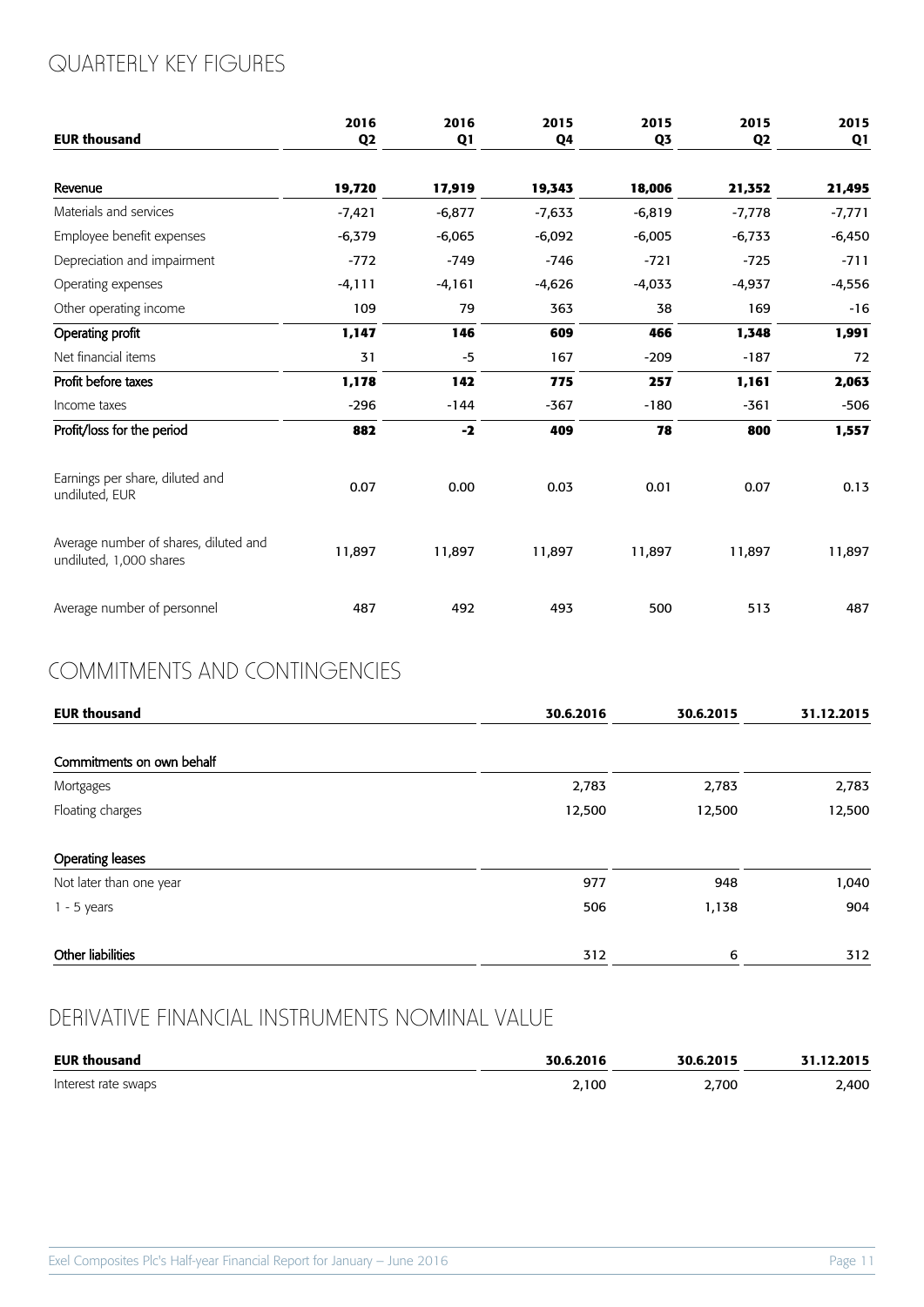# QUARTERLY KEY FIGURES

| EUR thousand | 2016 Q2 | 2016 Q1 | 2015 Q4 | 2015 Q3 | 2015 Q2 | 2015 Q1 |
|---|---|---|---|---|---|---|
| Revenue | **19,720** | **17,919** | **19,343** | **18,006** | **21,352** | **21,495** |
| Materials and services | -7,421 | -6,877 | -7,633 | -6,819 | -7,778 | -7,771 |
| Employee benefit expenses | -6,379 | -6,065 | -6,092 | -6,005 | -6,733 | -6,450 |
| Depreciation and impairment | -772 | -749 | -746 | -721 | -725 | -711 |
| Operating expenses | -4,111 | -4,161 | -4,626 | -4,033 | -4,937 | -4,556 |
| Other operating income | 109 | 79 | 363 | 38 | 169 | -16 |
| Operating profit | **1,147** | **146** | **609** | **466** | **1,348** | **1,991** |
| Net financial items | 31 | -5 | 167 | -209 | -187 | 72 |
| Profit before taxes | **1,178** | **142** | **775** | **257** | **1,161** | **2,063** |
| Income taxes | -296 | -144 | -367 | -180 | -361 | -506 |
| Profit/loss for the period | **882** | **-2** | **409** | **78** | **800** | **1,557** |
| Earnings per share, diluted and undiluted, EUR | 0.07 | 0.00 | 0.03 | 0.01 | 0.07 | 0.13 |
| Average number of shares, diluted and undiluted, 1,000 shares | 11,897 | 11,897 | 11,897 | 11,897 | 11,897 | 11,897 |
| Average number of personnel | 487 | 492 | 493 | 500 | 513 | 487 |

# COMMITMENTS AND CONTINGENCIES

| EUR thousand | 30.6.2016 | 30.6.2015 | 31.12.2015 |
|---|---|---|---|
| Commitments on own behalf | | | |
| Mortgages | 2,783 | 2,783 | 2,783 |
| Floating charges | 12,500 | 12,500 | 12,500 |
| Operating leases | | | |
| Not later than one year | 977 | 948 | 1,040 |
| 1 - 5 years | 506 | 1,138 | 904 |
| Other liabilities | 312 | 6 | 312 |

# DERIVATIVE FINANCIAL INSTRUMENTS NOMINAL VALUE

| EUR thousand | 30.6.2016 | 30.6.2015 | 31.12.2015 |
|---|---|---|---|
| Interest rate swaps | 2,100 | 2,700 | 2,400 |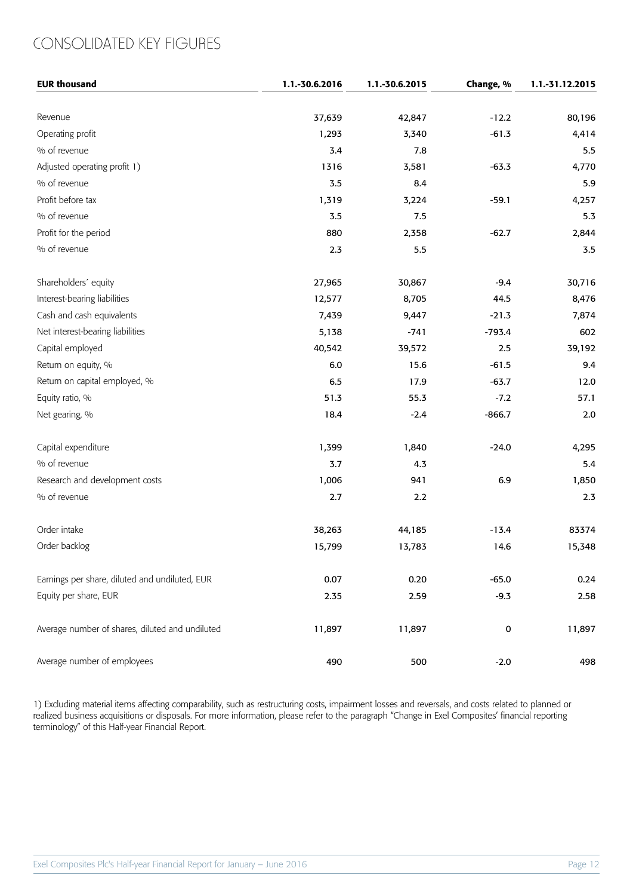# CONSOLIDATED KEY FIGURES

| EUR thousand | 1.1.-30.6.2016 | 1.1.-30.6.2015 | Change, % | 1.1.-31.12.2015 |
|---|---|---|---|---|
| Revenue | 37,639 | 42,847 | -12.2 | 80,196 |
| Operating profit | 1,293 | 3,340 | -61.3 | 4,414 |
| % of revenue | 3.4 | 7.8 | | 5.5 |
| Adjusted operating profit 1) | 1316 | 3,581 | -63.3 | 4,770 |
| % of revenue | 3.5 | 8.4 | | 5.9 |
| Profit before tax | 1,319 | 3,224 | -59.1 | 4,257 |
| % of revenue | 3.5 | 7.5 | | 5.3 |
| Profit for the period | 880 | 2,358 | -62.7 | 2,844 |
| % of revenue | 2.3 | 5.5 | | 3.5 |
| | | | | |
| Shareholders´ equity | 27,965 | 30,867 | -9.4 | 30,716 |
| Interest-bearing liabilities | 12,577 | 8,705 | 44.5 | 8,476 |
| Cash and cash equivalents | 7,439 | 9,447 | -21.3 | 7,874 |
| Net interest-bearing liabilities | 5,138 | -741 | -793.4 | 602 |
| Capital employed | 40,542 | 39,572 | 2.5 | 39,192 |
| Return on equity, % | 6.0 | 15.6 | -61.5 | 9.4 |
| Return on capital employed, % | 6.5 | 17.9 | -63.7 | 12.0 |
| Equity ratio, % | 51.3 | 55.3 | -7.2 | 57.1 |
| Net gearing, % | 18.4 | -2.4 | -866.7 | 2.0 |
| | | | | |
| Capital expenditure | 1,399 | 1,840 | -24.0 | 4,295 |
| % of revenue | 3.7 | 4.3 | | 5.4 |
| Research and development costs | 1,006 | 941 | 6.9 | 1,850 |
| % of revenue | 2.7 | 2.2 | | 2.3 |
| | | | | |
| Order intake | 38,263 | 44,185 | -13.4 | 83374 |
| Order backlog | 15,799 | 13,783 | 14.6 | 15,348 |
| | | | | |
| Earnings per share, diluted and undiluted, EUR | 0.07 | 0.20 | -65.0 | 0.24 |
| Equity per share, EUR | 2.35 | 2.59 | -9.3 | 2.58 |
| | | | | |
| Average number of shares, diluted and undiluted | 11,897 | 11,897 | 0 | 11,897 |
| | | | | |
| Average number of employees | 490 | 500 | -2.0 | 498 |

1) Excluding material items affecting comparability, such as restructuring costs, impairment losses and reversals, and costs related to planned or realized business acquisitions or disposals. For more information, please refer to the paragraph "Change in Exel Composites' financial reporting terminology" of this Half-year Financial Report.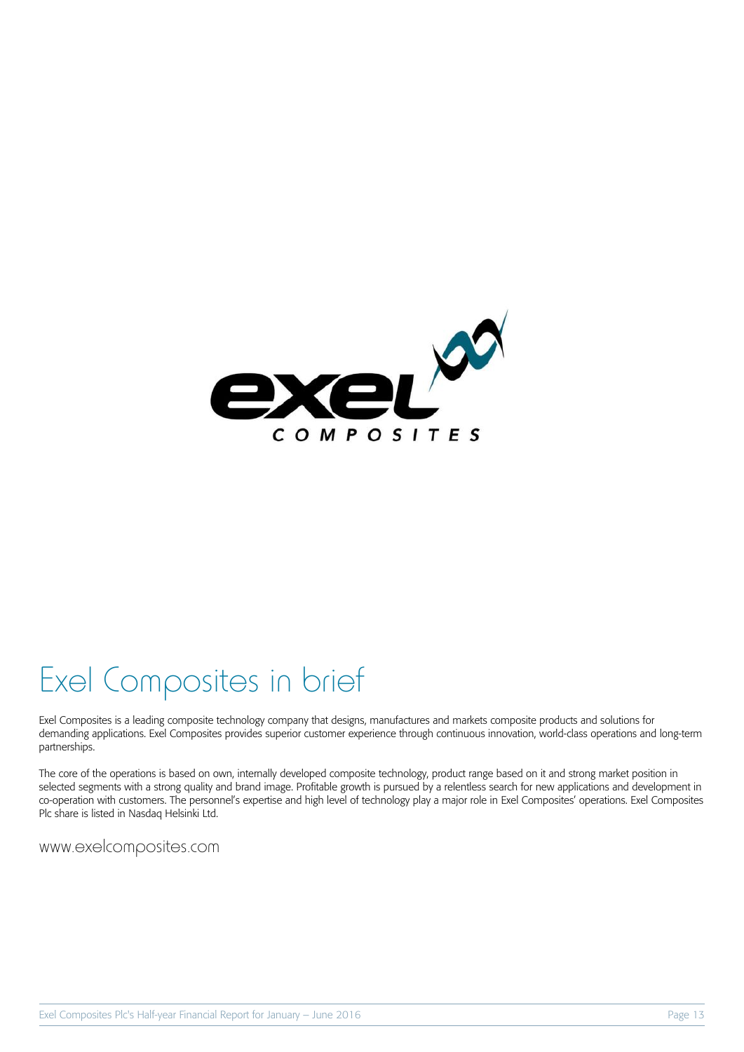# Exel Composites in brief

Exel Composites is a leading composite technology company that designs, manufactures and markets composite products and solutions for demanding applications. Exel Composites provides superior customer experience through continuous innovation, world-class operations and long-term partnerships.

The core of the operations is based on own, internally developed composite technology, product range based on it and strong market position in selected segments with a strong quality and brand image. Profitable growth is pursued by a relentless search for new applications and development in co-operation with customers. The personnel's expertise and high level of technology play a major role in Exel Composites' operations. Exel Composites Plc share is listed in Nasdaq Helsinki Ltd.

www.exelcomposites.com